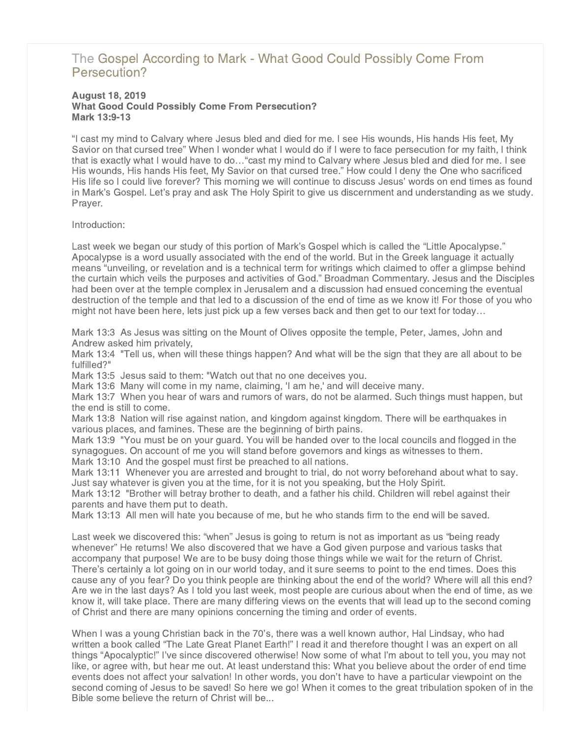# The Gospel According to Mark - What Good Could Possibly Come From Persecution?

**August 18, 2019**
**What Good Could Possibly Come From Persecution?**
**Mark 13:9-13**

"I cast my mind to Calvary where Jesus bled and died for me. I see His wounds, His hands His feet, My Savior on that cursed tree" When I wonder what I would do if I were to face persecution for my faith, I think that is exactly what I would have to do…"cast my mind to Calvary where Jesus bled and died for me. I see His wounds, His hands His feet, My Savior on that cursed tree." How could I deny the One who sacrificed His life so I could live forever? This morning we will continue to discuss Jesus' words on end times as found in Mark's Gospel. Let's pray and ask The Holy Spirit to give us discernment and understanding as we study. Prayer.

Introduction:

Last week we began our study of this portion of Mark's Gospel which is called the "Little Apocalypse." Apocalypse is a word usually associated with the end of the world. But in the Greek language it actually means "unveiling, or revelation and is a technical term for writings which claimed to offer a glimpse behind the curtain which veils the purposes and activities of God." Broadman Commentary. Jesus and the Disciples had been over at the temple complex in Jerusalem and a discussion had ensued concerning the eventual destruction of the temple and that led to a discussion of the end of time as we know it! For those of you who might not have been here, lets just pick up a few verses back and then get to our text for today…

Mark 13:3 As Jesus was sitting on the Mount of Olives opposite the temple, Peter, James, John and Andrew asked him privately,
Mark 13:4 "Tell us, when will these things happen? And what will be the sign that they are all about to be fulfilled?"
Mark 13:5 Jesus said to them: "Watch out that no one deceives you.
Mark 13:6 Many will come in my name, claiming, 'I am he,' and will deceive many.
Mark 13:7 When you hear of wars and rumors of wars, do not be alarmed. Such things must happen, but the end is still to come.
Mark 13:8 Nation will rise against nation, and kingdom against kingdom. There will be earthquakes in various places, and famines. These are the beginning of birth pains.
Mark 13:9 "You must be on your guard. You will be handed over to the local councils and flogged in the synagogues. On account of me you will stand before governors and kings as witnesses to them.
Mark 13:10 And the gospel must first be preached to all nations.
Mark 13:11 Whenever you are arrested and brought to trial, do not worry beforehand about what to say. Just say whatever is given you at the time, for it is not you speaking, but the Holy Spirit.
Mark 13:12 "Brother will betray brother to death, and a father his child. Children will rebel against their parents and have them put to death.
Mark 13:13 All men will hate you because of me, but he who stands firm to the end will be saved.

Last week we discovered this: "when" Jesus is going to return is not as important as us "being ready whenever" He returns! We also discovered that we have a God given purpose and various tasks that accompany that purpose! We are to be busy doing those things while we wait for the return of Christ. There's certainly a lot going on in our world today, and it sure seems to point to the end times. Does this cause any of you fear? Do you think people are thinking about the end of the world? Where will all this end? Are we in the last days? As I told you last week, most people are curious about when the end of time, as we know it, will take place. There are many differing views on the events that will lead up to the second coming of Christ and there are many opinions concerning the timing and order of events.

When I was a young Christian back in the 70's, there was a well known author, Hal Lindsay, who had written a book called "The Late Great Planet Earth!" I read it and therefore thought I was an expert on all things "Apocalyptic!" I've since discovered otherwise! Now some of what I'm about to tell you, you may not like, or agree with, but hear me out. At least understand this: What you believe about the order of end time events does not affect your salvation! In other words, you don't have to have a particular viewpoint on the second coming of Jesus to be saved! So here we go! When it comes to the great tribulation spoken of in the Bible some believe the return of Christ will be...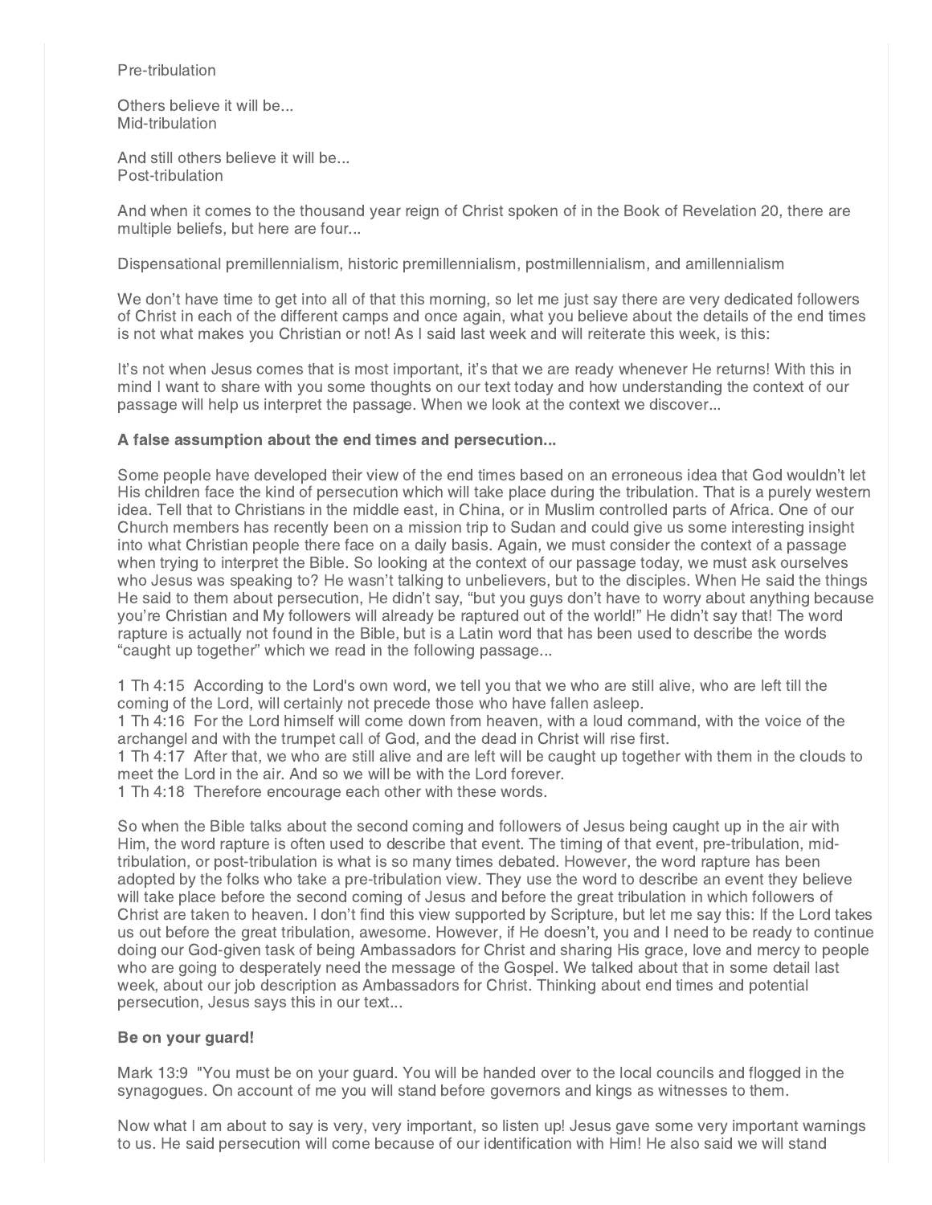Pre-tribulation

Others believe it will be...
Mid-tribulation

And still others believe it will be...
Post-tribulation

And when it comes to the thousand year reign of Christ spoken of in the Book of Revelation 20, there are multiple beliefs, but here are four...

Dispensational premillennialism, historic premillennialism, postmillennialism, and amillennialism

We don't have time to get into all of that this morning, so let me just say there are very dedicated followers of Christ in each of the different camps and once again, what you believe about the details of the end times is not what makes you Christian or not! As I said last week and will reiterate this week, is this:

It's not when Jesus comes that is most important, it's that we are ready whenever He returns! With this in mind I want to share with you some thoughts on our text today and how understanding the context of our passage will help us interpret the passage. When we look at the context we discover...

**A false assumption about the end times and persecution...**

Some people have developed their view of the end times based on an erroneous idea that God wouldn't let His children face the kind of persecution which will take place during the tribulation. That is a purely western idea. Tell that to Christians in the middle east, in China, or in Muslim controlled parts of Africa. One of our Church members has recently been on a mission trip to Sudan and could give us some interesting insight into what Christian people there face on a daily basis. Again, we must consider the context of a passage when trying to interpret the Bible. So looking at the context of our passage today, we must ask ourselves who Jesus was speaking to? He wasn't talking to unbelievers, but to the disciples. When He said the things He said to them about persecution, He didn't say, "but you guys don't have to worry about anything because you're Christian and My followers will already be raptured out of the world!" He didn't say that! The word rapture is actually not found in the Bible, but is a Latin word that has been used to describe the words "caught up together" which we read in the following passage...

1 Th 4:15 According to the Lord's own word, we tell you that we who are still alive, who are left till the coming of the Lord, will certainly not precede those who have fallen asleep.
1 Th 4:16 For the Lord himself will come down from heaven, with a loud command, with the voice of the archangel and with the trumpet call of God, and the dead in Christ will rise first.
1 Th 4:17 After that, we who are still alive and are left will be caught up together with them in the clouds to meet the Lord in the air. And so we will be with the Lord forever.
1 Th 4:18 Therefore encourage each other with these words.

So when the Bible talks about the second coming and followers of Jesus being caught up in the air with Him, the word rapture is often used to describe that event. The timing of that event, pre-tribulation, mid-tribulation, or post-tribulation is what is so many times debated. However, the word rapture has been adopted by the folks who take a pre-tribulation view. They use the word to describe an event they believe will take place before the second coming of Jesus and before the great tribulation in which followers of Christ are taken to heaven. I don't find this view supported by Scripture, but let me say this: If the Lord takes us out before the great tribulation, awesome. However, if He doesn't, you and I need to be ready to continue doing our God-given task of being Ambassadors for Christ and sharing His grace, love and mercy to people who are going to desperately need the message of the Gospel. We talked about that in some detail last week, about our job description as Ambassadors for Christ. Thinking about end times and potential persecution, Jesus says this in our text...

**Be on your guard!**

Mark 13:9 "You must be on your guard. You will be handed over to the local councils and flogged in the synagogues. On account of me you will stand before governors and kings as witnesses to them.

Now what I am about to say is very, very important, so listen up! Jesus gave some very important warnings to us. He said persecution will come because of our identification with Him! He also said we will stand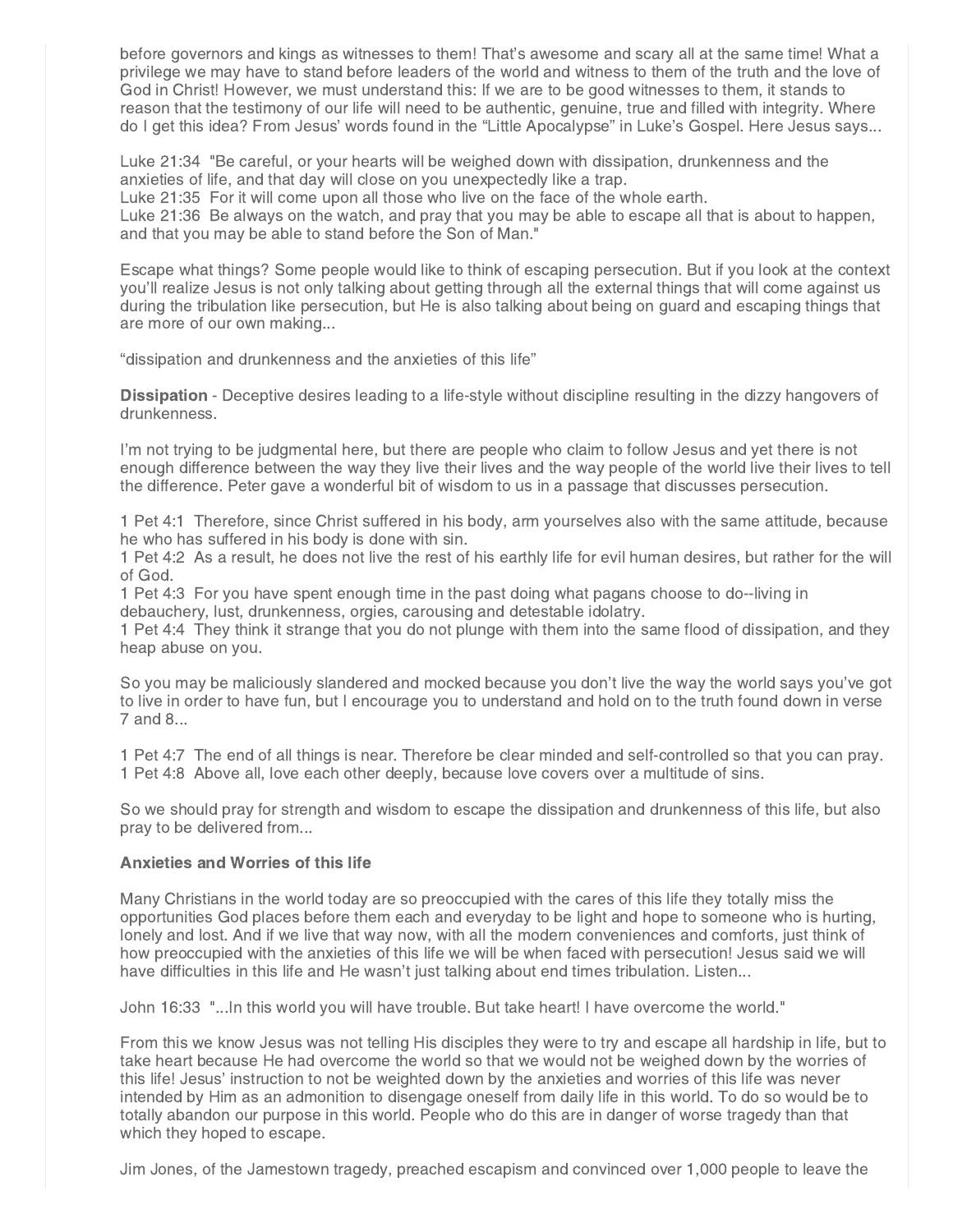before governors and kings as witnesses to them! That's awesome and scary all at the same time! What a privilege we may have to stand before leaders of the world and witness to them of the truth and the love of God in Christ! However, we must understand this: If we are to be good witnesses to them, it stands to reason that the testimony of our life will need to be authentic, genuine, true and filled with integrity. Where do I get this idea? From Jesus' words found in the "Little Apocalypse" in Luke's Gospel. Here Jesus says...

Luke 21:34 "Be careful, or your hearts will be weighed down with dissipation, drunkenness and the anxieties of life, and that day will close on you unexpectedly like a trap.
Luke 21:35 For it will come upon all those who live on the face of the whole earth.
Luke 21:36 Be always on the watch, and pray that you may be able to escape all that is about to happen, and that you may be able to stand before the Son of Man."

Escape what things? Some people would like to think of escaping persecution. But if you look at the context you'll realize Jesus is not only talking about getting through all the external things that will come against us during the tribulation like persecution, but He is also talking about being on guard and escaping things that are more of our own making...

"dissipation and drunkenness and the anxieties of this life"

**Dissipation** - Deceptive desires leading to a life-style without discipline resulting in the dizzy hangovers of drunkenness.

I'm not trying to be judgmental here, but there are people who claim to follow Jesus and yet there is not enough difference between the way they live their lives and the way people of the world live their lives to tell the difference. Peter gave a wonderful bit of wisdom to us in a passage that discusses persecution.

1 Pet 4:1 Therefore, since Christ suffered in his body, arm yourselves also with the same attitude, because he who has suffered in his body is done with sin.
1 Pet 4:2 As a result, he does not live the rest of his earthly life for evil human desires, but rather for the will of God.
1 Pet 4:3 For you have spent enough time in the past doing what pagans choose to do--living in debauchery, lust, drunkenness, orgies, carousing and detestable idolatry.
1 Pet 4:4 They think it strange that you do not plunge with them into the same flood of dissipation, and they heap abuse on you.

So you may be maliciously slandered and mocked because you don't live the way the world says you've got to live in order to have fun, but I encourage you to understand and hold on to the truth found down in verse 7 and 8...

1 Pet 4:7 The end of all things is near. Therefore be clear minded and self-controlled so that you can pray.
1 Pet 4:8 Above all, love each other deeply, because love covers over a multitude of sins.

So we should pray for strength and wisdom to escape the dissipation and drunkenness of this life, but also pray to be delivered from...

**Anxieties and Worries of this life**

Many Christians in the world today are so preoccupied with the cares of this life they totally miss the opportunities God places before them each and everyday to be light and hope to someone who is hurting, lonely and lost. And if we live that way now, with all the modern conveniences and comforts, just think of how preoccupied with the anxieties of this life we will be when faced with persecution! Jesus said we will have difficulties in this life and He wasn't just talking about end times tribulation. Listen...

John 16:33 "...In this world you will have trouble. But take heart! I have overcome the world."

From this we know Jesus was not telling His disciples they were to try and escape all hardship in life, but to take heart because He had overcome the world so that we would not be weighed down by the worries of this life! Jesus' instruction to not be weighted down by the anxieties and worries of this life was never intended by Him as an admonition to disengage oneself from daily life in this world. To do so would be to totally abandon our purpose in this world. People who do this are in danger of worse tragedy than that which they hoped to escape.

Jim Jones, of the Jamestown tragedy, preached escapism and convinced over 1,000 people to leave the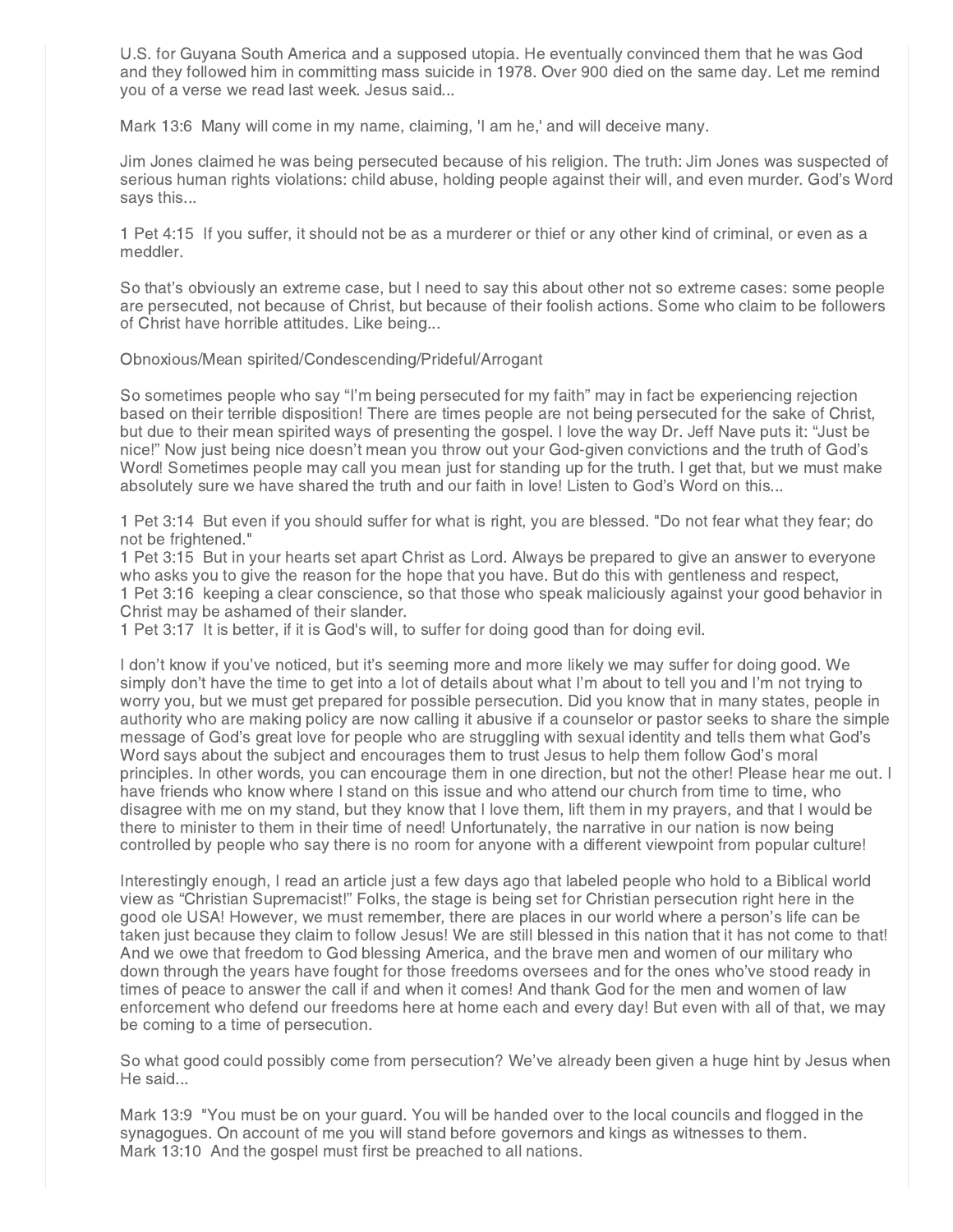U.S. for Guyana South America and a supposed utopia. He eventually convinced them that he was God and they followed him in committing mass suicide in 1978. Over 900 died on the same day. Let me remind you of a verse we read last week. Jesus said...

Mark 13:6  Many will come in my name, claiming, 'I am he,' and will deceive many.

Jim Jones claimed he was being persecuted because of his religion. The truth: Jim Jones was suspected of serious human rights violations: child abuse, holding people against their will, and even murder. God's Word says this...

1 Pet 4:15  If you suffer, it should not be as a murderer or thief or any other kind of criminal, or even as a meddler.

So that's obviously an extreme case, but I need to say this about other not so extreme cases: some people are persecuted, not because of Christ, but because of their foolish actions. Some who claim to be followers of Christ have horrible attitudes. Like being...

Obnoxious/Mean spirited/Condescending/Prideful/Arrogant

So sometimes people who say "I'm being persecuted for my faith" may in fact be experiencing rejection based on their terrible disposition! There are times people are not being persecuted for the sake of Christ, but due to their mean spirited ways of presenting the gospel. I love the way Dr. Jeff Nave puts it: "Just be nice!" Now just being nice doesn't mean you throw out your God-given convictions and the truth of God's Word! Sometimes people may call you mean just for standing up for the truth. I get that, but we must make absolutely sure we have shared the truth and our faith in love! Listen to God's Word on this...

1 Pet 3:14  But even if you should suffer for what is right, you are blessed. "Do not fear what they fear; do not be frightened."
1 Pet 3:15  But in your hearts set apart Christ as Lord. Always be prepared to give an answer to everyone who asks you to give the reason for the hope that you have. But do this with gentleness and respect,
1 Pet 3:16  keeping a clear conscience, so that those who speak maliciously against your good behavior in Christ may be ashamed of their slander.
1 Pet 3:17  It is better, if it is God's will, to suffer for doing good than for doing evil.

I don't know if you've noticed, but it's seeming more and more likely we may suffer for doing good. We simply don't have the time to get into a lot of details about what I'm about to tell you and I'm not trying to worry you, but we must get prepared for possible persecution. Did you know that in many states, people in authority who are making policy are now calling it abusive if a counselor or pastor seeks to share the simple message of God's great love for people who are struggling with sexual identity and tells them what God's Word says about the subject and encourages them to trust Jesus to help them follow God's moral principles. In other words, you can encourage them in one direction, but not the other! Please hear me out. I have friends who know where I stand on this issue and who attend our church from time to time, who disagree with me on my stand, but they know that I love them, lift them in my prayers, and that I would be there to minister to them in their time of need! Unfortunately, the narrative in our nation is now being controlled by people who say there is no room for anyone with a different viewpoint from popular culture!

Interestingly enough, I read an article just a few days ago that labeled people who hold to a Biblical world view as "Christian Supremacist!" Folks, the stage is being set for Christian persecution right here in the good ole USA! However, we must remember, there are places in our world where a person's life can be taken just because they claim to follow Jesus! We are still blessed in this nation that it has not come to that! And we owe that freedom to God blessing America, and the brave men and women of our military who down through the years have fought for those freedoms oversees and for the ones who've stood ready in times of peace to answer the call if and when it comes! And thank God for the men and women of law enforcement who defend our freedoms here at home each and every day! But even with all of that, we may be coming to a time of persecution.

So what good could possibly come from persecution? We've already been given a huge hint by Jesus when He said...

Mark 13:9  "You must be on your guard. You will be handed over to the local councils and flogged in the synagogues. On account of me you will stand before governors and kings as witnesses to them.
Mark 13:10  And the gospel must first be preached to all nations.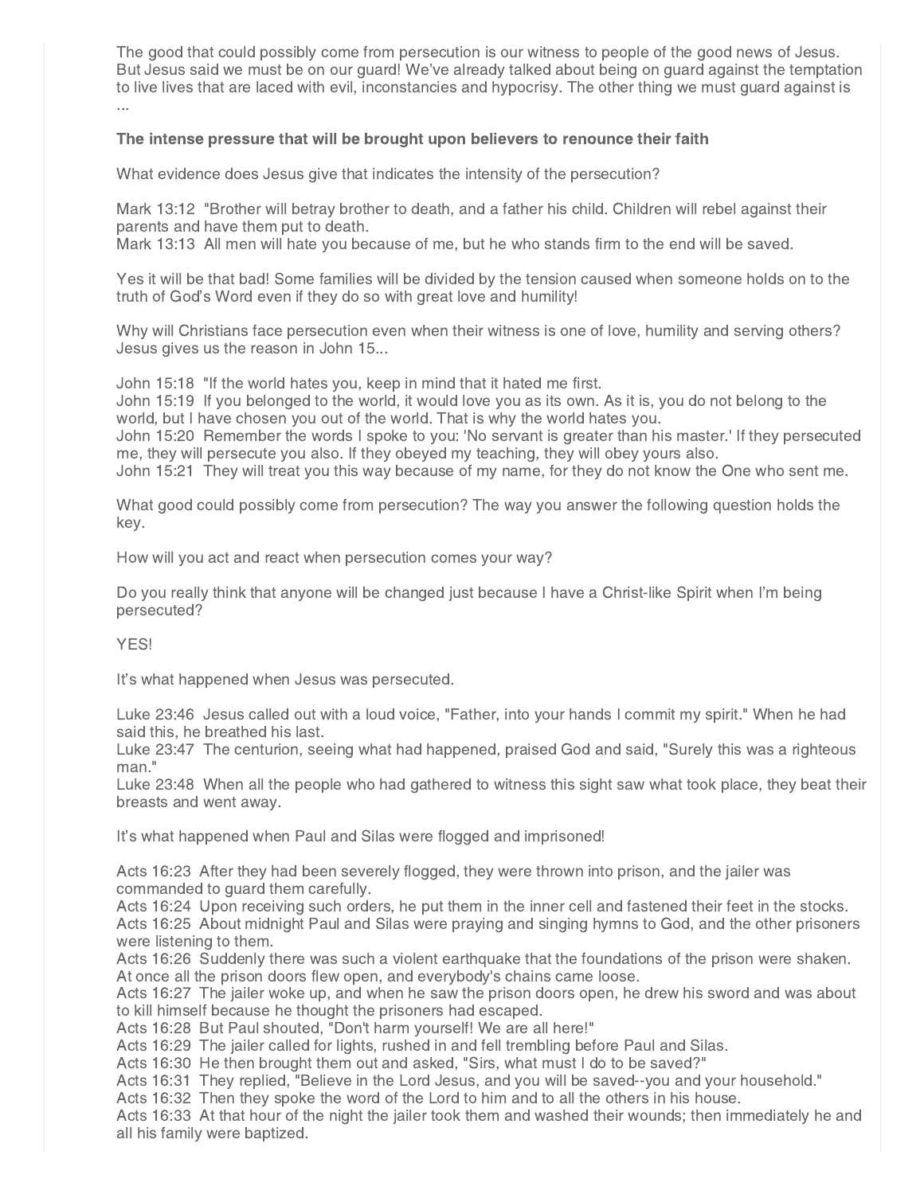The good that could possibly come from persecution is our witness to people of the good news of Jesus. But Jesus said we must be on our guard! We've already talked about being on guard against the temptation to live lives that are laced with evil, inconstancies and hypocrisy. The other thing we must guard against is ...

**The intense pressure that will be brought upon believers to renounce their faith**

What evidence does Jesus give that indicates the intensity of the persecution?

Mark 13:12 "Brother will betray brother to death, and a father his child. Children will rebel against their parents and have them put to death.
Mark 13:13 All men will hate you because of me, but he who stands firm to the end will be saved.

Yes it will be that bad! Some families will be divided by the tension caused when someone holds on to the truth of God's Word even if they do so with great love and humility!

Why will Christians face persecution even when their witness is one of love, humility and serving others? Jesus gives us the reason in John 15...

John 15:18 "If the world hates you, keep in mind that it hated me first.
John 15:19 If you belonged to the world, it would love you as its own. As it is, you do not belong to the world, but I have chosen you out of the world. That is why the world hates you.
John 15:20 Remember the words I spoke to you: 'No servant is greater than his master.' If they persecuted me, they will persecute you also. If they obeyed my teaching, they will obey yours also.
John 15:21 They will treat you this way because of my name, for they do not know the One who sent me.

What good could possibly come from persecution? The way you answer the following question holds the key.

How will you act and react when persecution comes your way?

Do you really think that anyone will be changed just because I have a Christ-like Spirit when I'm being persecuted?

YES!

It's what happened when Jesus was persecuted.

Luke 23:46 Jesus called out with a loud voice, "Father, into your hands I commit my spirit." When he had said this, he breathed his last.
Luke 23:47 The centurion, seeing what had happened, praised God and said, "Surely this was a righteous man."
Luke 23:48 When all the people who had gathered to witness this sight saw what took place, they beat their breasts and went away.

It's what happened when Paul and Silas were flogged and imprisoned!

Acts 16:23 After they had been severely flogged, they were thrown into prison, and the jailer was commanded to guard them carefully.
Acts 16:24 Upon receiving such orders, he put them in the inner cell and fastened their feet in the stocks.
Acts 16:25 About midnight Paul and Silas were praying and singing hymns to God, and the other prisoners were listening to them.
Acts 16:26 Suddenly there was such a violent earthquake that the foundations of the prison were shaken. At once all the prison doors flew open, and everybody's chains came loose.
Acts 16:27 The jailer woke up, and when he saw the prison doors open, he drew his sword and was about to kill himself because he thought the prisoners had escaped.
Acts 16:28 But Paul shouted, "Don't harm yourself! We are all here!"
Acts 16:29 The jailer called for lights, rushed in and fell trembling before Paul and Silas.
Acts 16:30 He then brought them out and asked, "Sirs, what must I do to be saved?"
Acts 16:31 They replied, "Believe in the Lord Jesus, and you will be saved--you and your household."
Acts 16:32 Then they spoke the word of the Lord to him and to all the others in his house.
Acts 16:33 At that hour of the night the jailer took them and washed their wounds; then immediately he and all his family were baptized.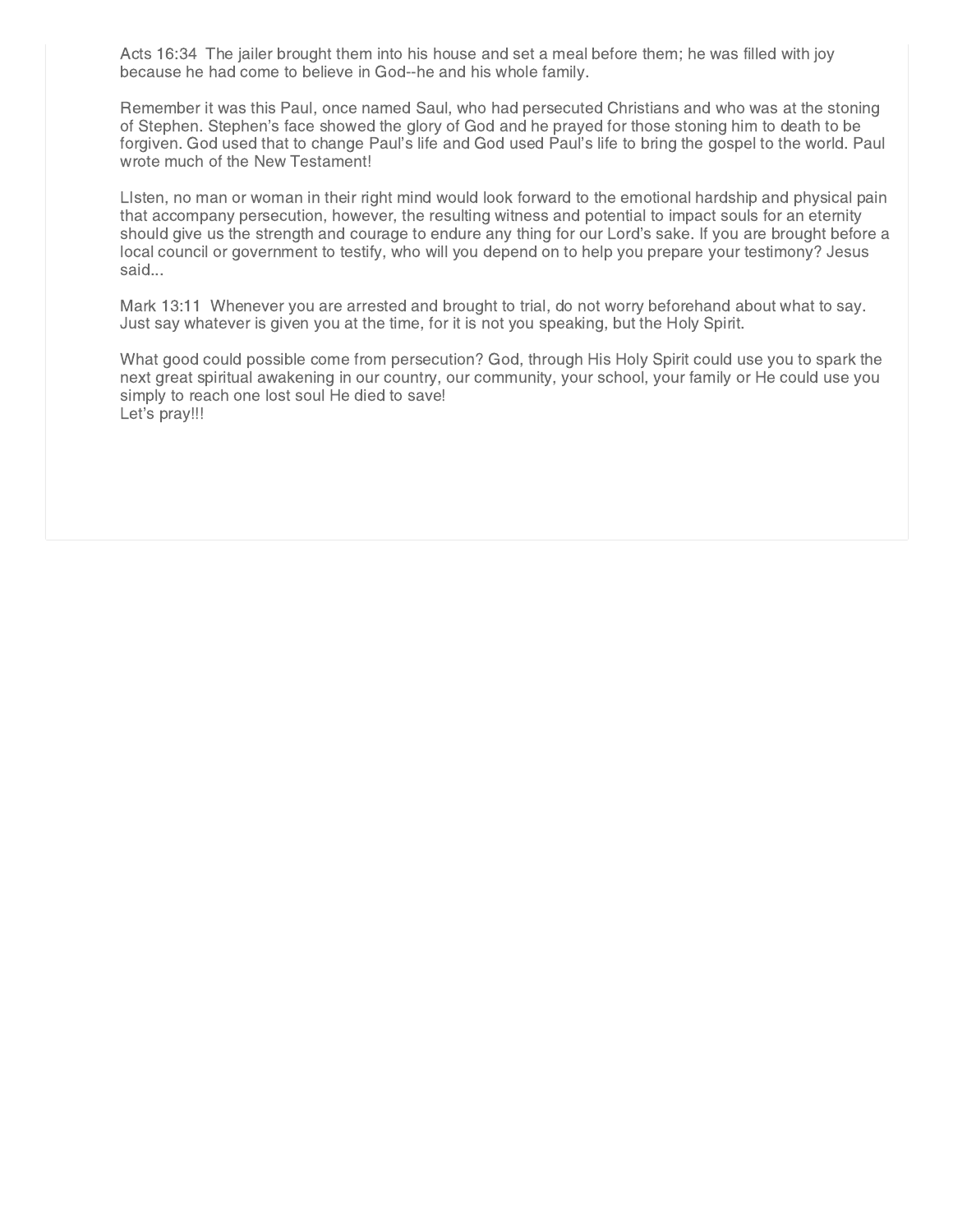Acts 16:34  The jailer brought them into his house and set a meal before them; he was filled with joy because he had come to believe in God--he and his whole family.

Remember it was this Paul, once named Saul, who had persecuted Christians and who was at the stoning of Stephen. Stephen's face showed the glory of God and he prayed for those stoning him to death to be forgiven. God used that to change Paul's life and God used Paul's life to bring the gospel to the world. Paul wrote much of the New Testament!

LIsten, no man or woman in their right mind would look forward to the emotional hardship and physical pain that accompany persecution, however, the resulting witness and potential to impact souls for an eternity should give us the strength and courage to endure any thing for our Lord's sake. If you are brought before a local council or government to testify, who will you depend on to help you prepare your testimony? Jesus said...

Mark 13:11  Whenever you are arrested and brought to trial, do not worry beforehand about what to say. Just say whatever is given you at the time, for it is not you speaking, but the Holy Spirit.

What good could possible come from persecution? God, through His Holy Spirit could use you to spark the next great spiritual awakening in our country, our community, your school, your family or He could use you simply to reach one lost soul He died to save!
Let's pray!!!